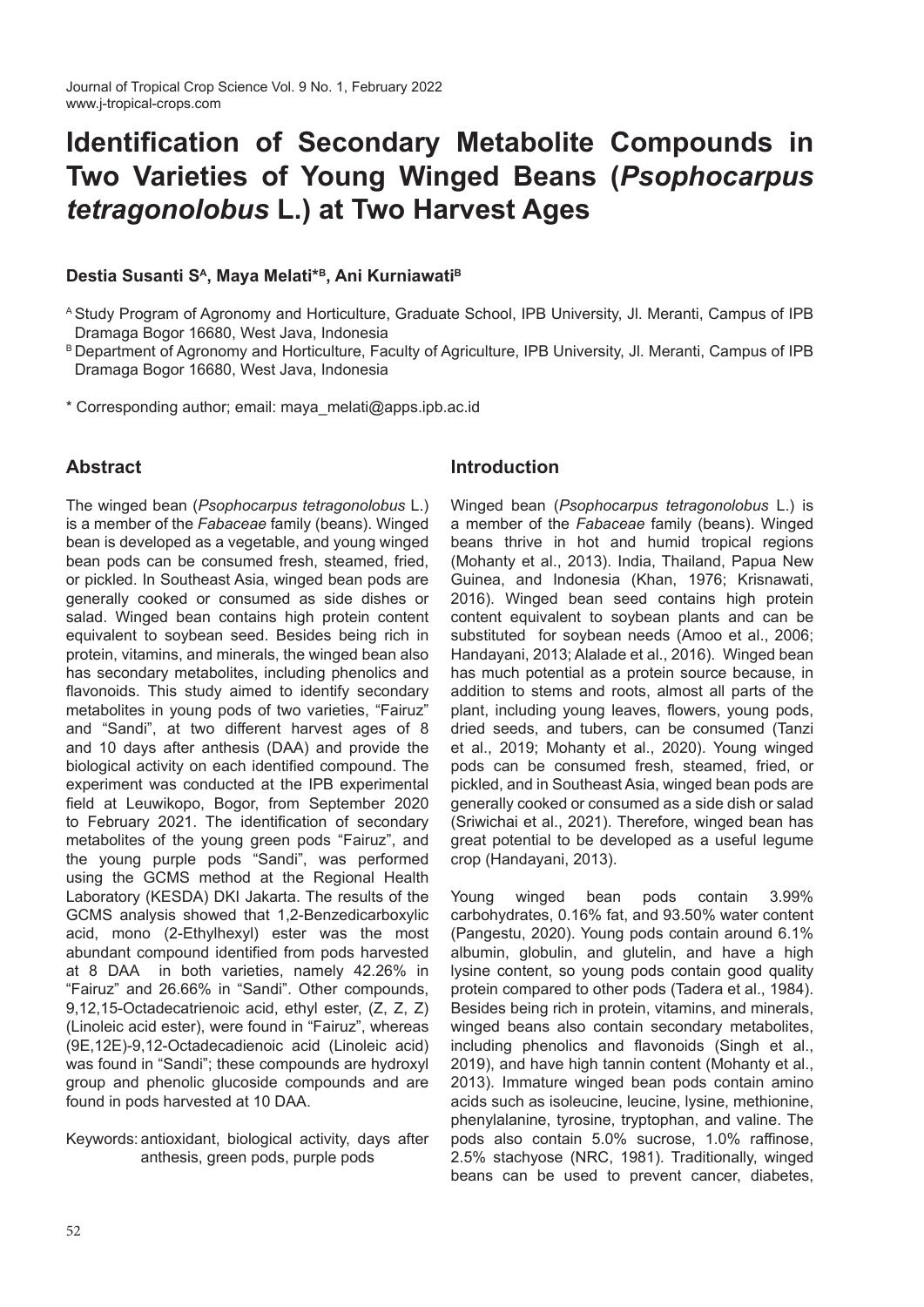// Journal of Tropical Crop Science Vol. 9 No. 1, February 2022
www.j-tropical-crops.com

# Identification of Secondary Metabolite Compounds in Two Varieties of Young Winged Beans (*Psophocarpus tetragonolobus* L.) at Two Harvest Ages

**Destia Susanti S[A], Maya Melati*[B], Ani Kurniawati[B]**

[A] Study Program of Agronomy and Horticulture, Graduate School, IPB University, Jl. Meranti, Campus of IPB Dramaga Bogor 16680, West Java, Indonesia

[B] Department of Agronomy and Horticulture, Faculty of Agriculture, IPB University, Jl. Meranti, Campus of IPB Dramaga Bogor 16680, West Java, Indonesia

\* Corresponding author; email: maya_melati@apps.ipb.ac.id

## Abstract

The winged bean (*Psophocarpus tetragonolobus* L.) is a member of the *Fabaceae* family (beans). Winged bean is developed as a vegetable, and young winged bean pods can be consumed fresh, steamed, fried, or pickled. In Southeast Asia, winged bean pods are generally cooked or consumed as side dishes or salad. Winged bean contains high protein content equivalent to soybean seed. Besides being rich in protein, vitamins, and minerals, the winged bean also has secondary metabolites, including phenolics and flavonoids. This study aimed to identify secondary metabolites in young pods of two varieties, "Fairuz" and "Sandi", at two different harvest ages of 8 and 10 days after anthesis (DAA) and provide the biological activity on each identified compound. The experiment was conducted at the IPB experimental field at Leuwikopo, Bogor, from September 2020 to February 2021. The identification of secondary metabolites of the young green pods "Fairuz", and the young purple pods "Sandi", was performed using the GCMS method at the Regional Health Laboratory (KESDA) DKI Jakarta. The results of the GCMS analysis showed that 1,2-Benzedicarboxylic acid, mono (2-Ethylhexyl) ester was the most abundant compound identified from pods harvested at 8 DAA in both varieties, namely 42.26% in "Fairuz" and 26.66% in "Sandi". Other compounds, 9,12,15-Octadecatrienoic acid, ethyl ester, (Z, Z, Z) (Linoleic acid ester), were found in "Fairuz", whereas (9E,12E)-9,12-Octadecadienoic acid (Linoleic acid) was found in "Sandi"; these compounds are hydroxyl group and phenolic glucoside compounds and are found in pods harvested at 10 DAA.

Keywords: antioxidant, biological activity, days after anthesis, green pods, purple pods

## Introduction

Winged bean (*Psophocarpus tetragonolobus* L.) is a member of the *Fabaceae* family (beans). Winged beans thrive in hot and humid tropical regions (Mohanty et al., 2013). India, Thailand, Papua New Guinea, and Indonesia (Khan, 1976; Krisnawati, 2016). Winged bean seed contains high protein content equivalent to soybean plants and can be substituted for soybean needs (Amoo et al., 2006; Handayani, 2013; Alalade et al., 2016). Winged bean has much potential as a protein source because, in addition to stems and roots, almost all parts of the plant, including young leaves, flowers, young pods, dried seeds, and tubers, can be consumed (Tanzi et al., 2019; Mohanty et al., 2020). Young winged pods can be consumed fresh, steamed, fried, or pickled, and in Southeast Asia, winged bean pods are generally cooked or consumed as a side dish or salad (Sriwichai et al., 2021). Therefore, winged bean has great potential to be developed as a useful legume crop (Handayani, 2013).

Young winged bean pods contain 3.99% carbohydrates, 0.16% fat, and 93.50% water content (Pangestu, 2020). Young pods contain around 6.1% albumin, globulin, and glutelin, and have a high lysine content, so young pods contain good quality protein compared to other pods (Tadera et al., 1984). Besides being rich in protein, vitamins, and minerals, winged beans also contain secondary metabolites, including phenolics and flavonoids (Singh et al., 2019), and have high tannin content (Mohanty et al., 2013). Immature winged bean pods contain amino acids such as isoleucine, leucine, lysine, methionine, phenylalanine, tyrosine, tryptophan, and valine. The pods also contain 5.0% sucrose, 1.0% raffinose, 2.5% stachyose (NRC, 1981). Traditionally, winged beans can be used to prevent cancer, diabetes,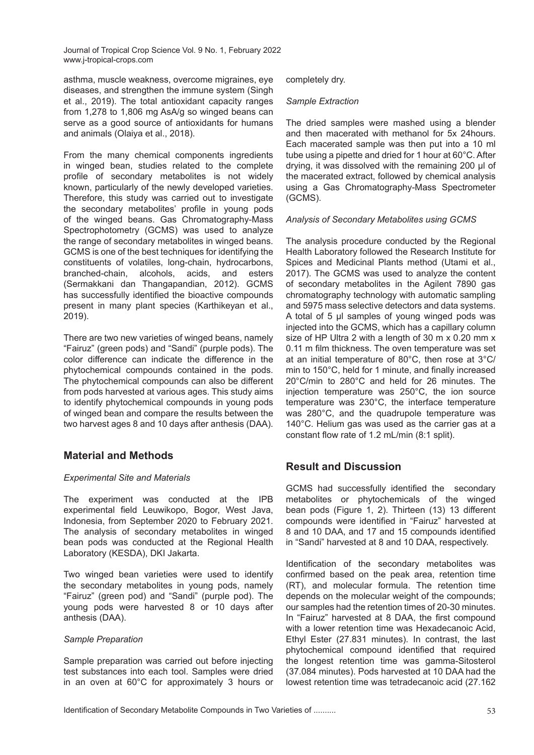asthma, muscle weakness, overcome migraines, eye diseases, and strengthen the immune system (Singh et al., 2019). The total antioxidant capacity ranges from 1,278 to 1,806 mg AsA/g so winged beans can serve as a good source of antioxidants for humans and animals (Olaiya et al., 2018).

From the many chemical components ingredients in winged bean, studies related to the complete profile of secondary metabolites is not widely known, particularly of the newly developed varieties. Therefore, this study was carried out to investigate the secondary metabolites' profile in young pods of the winged beans. Gas Chromatography-Mass Spectrophotometry (GCMS) was used to analyze the range of secondary metabolites in winged beans. GCMS is one of the best techniques for identifying the constituents of volatiles, long-chain, hydrocarbons, branched-chain, alcohols, acids, and esters (Sermakkani dan Thangapandian, 2012). GCMS has successfully identified the bioactive compounds present in many plant species (Karthikeyan et al., 2019).

There are two new varieties of winged beans, namely "Fairuz" (green pods) and "Sandi" (purple pods). The color difference can indicate the difference in the phytochemical compounds contained in the pods. The phytochemical compounds can also be different from pods harvested at various ages. This study aims to identify phytochemical compounds in young pods of winged bean and compare the results between the two harvest ages 8 and 10 days after anthesis (DAA).

## Material and Methods

### *Experimental Site and Materials*

The experiment was conducted at the IPB experimental field Leuwikopo, Bogor, West Java, Indonesia, from September 2020 to February 2021. The analysis of secondary metabolites in winged bean pods was conducted at the Regional Health Laboratory (KESDA), DKI Jakarta.

Two winged bean varieties were used to identify the secondary metabolites in young pods, namely "Fairuz" (green pod) and "Sandi" (purple pod). The young pods were harvested 8 or 10 days after anthesis (DAA).

### *Sample Preparation*

Sample preparation was carried out before injecting test substances into each tool. Samples were dried in an oven at 60°C for approximately 3 hours or completely dry.

### *Sample Extraction*

The dried samples were mashed using a blender and then macerated with methanol for 5x 24hours. Each macerated sample was then put into a 10 ml tube using a pipette and dried for 1 hour at 60°C. After drying, it was dissolved with the remaining 200 µl of the macerated extract, followed by chemical analysis using a Gas Chromatography-Mass Spectrometer (GCMS).

### *Analysis of Secondary Metabolites using GCMS*

The analysis procedure conducted by the Regional Health Laboratory followed the Research Institute for Spices and Medicinal Plants method (Utami et al., 2017). The GCMS was used to analyze the content of secondary metabolites in the Agilent 7890 gas chromatography technology with automatic sampling and 5975 mass selective detectors and data systems. A total of 5 µl samples of young winged pods was injected into the GCMS, which has a capillary column size of HP Ultra 2 with a length of 30 m x 0.20 mm x 0.11 m film thickness. The oven temperature was set at an initial temperature of 80°C, then rose at 3°C/min to 150°C, held for 1 minute, and finally increased 20°C/min to 280°C and held for 26 minutes. The injection temperature was 250°C, the ion source temperature was 230°C, the interface temperature was 280°C, and the quadrupole temperature was 140°C. Helium gas was used as the carrier gas at a constant flow rate of 1.2 mL/min (8:1 split).

## Result and Discussion

GCMS had successfully identified the secondary metabolites or phytochemicals of the winged bean pods (Figure 1, 2). Thirteen (13) 13 different compounds were identified in "Fairuz" harvested at 8 and 10 DAA, and 17 and 15 compounds identified in "Sandi" harvested at 8 and 10 DAA, respectively.

Identification of the secondary metabolites was confirmed based on the peak area, retention time (RT), and molecular formula. The retention time depends on the molecular weight of the compounds; our samples had the retention times of 20-30 minutes. In "Fairuz" harvested at 8 DAA, the first compound with a lower retention time was Hexadecanoic Acid, Ethyl Ester (27.831 minutes). In contrast, the last phytochemical compound identified that required the longest retention time was gamma-Sitosterol (37.084 minutes). Pods harvested at 10 DAA had the lowest retention time was tetradecanoic acid (27.162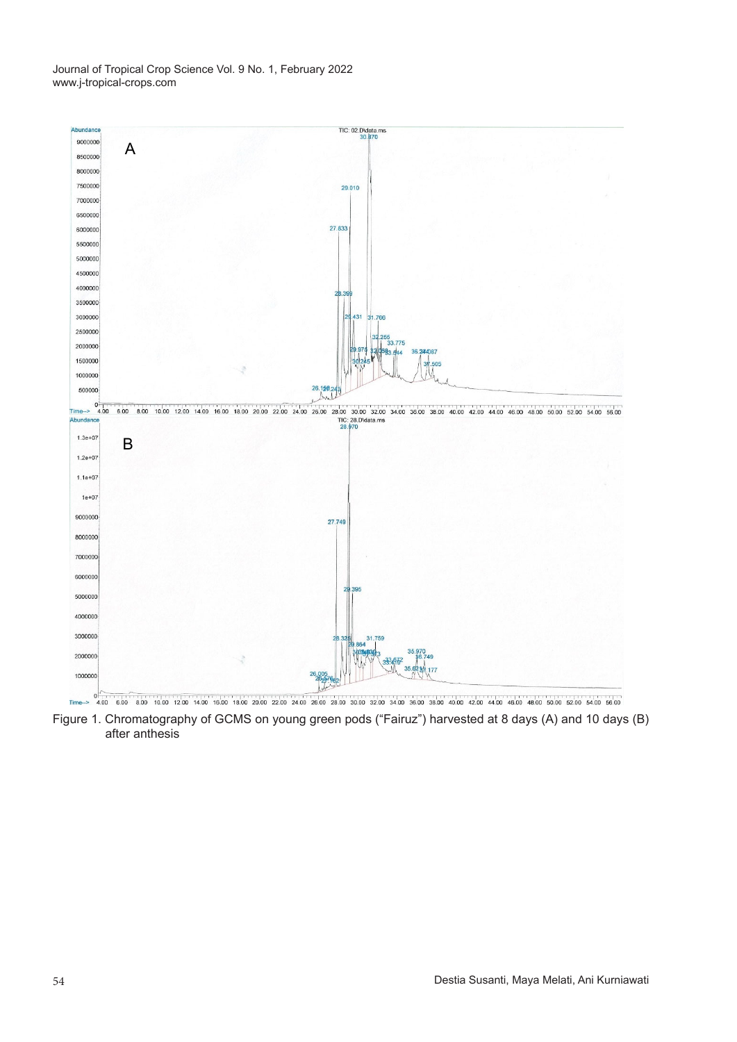Figure 1. Chromatography of GCMS on young green pods ("Fairuz") harvested at 8 days (A) and 10 days (B) after anthesis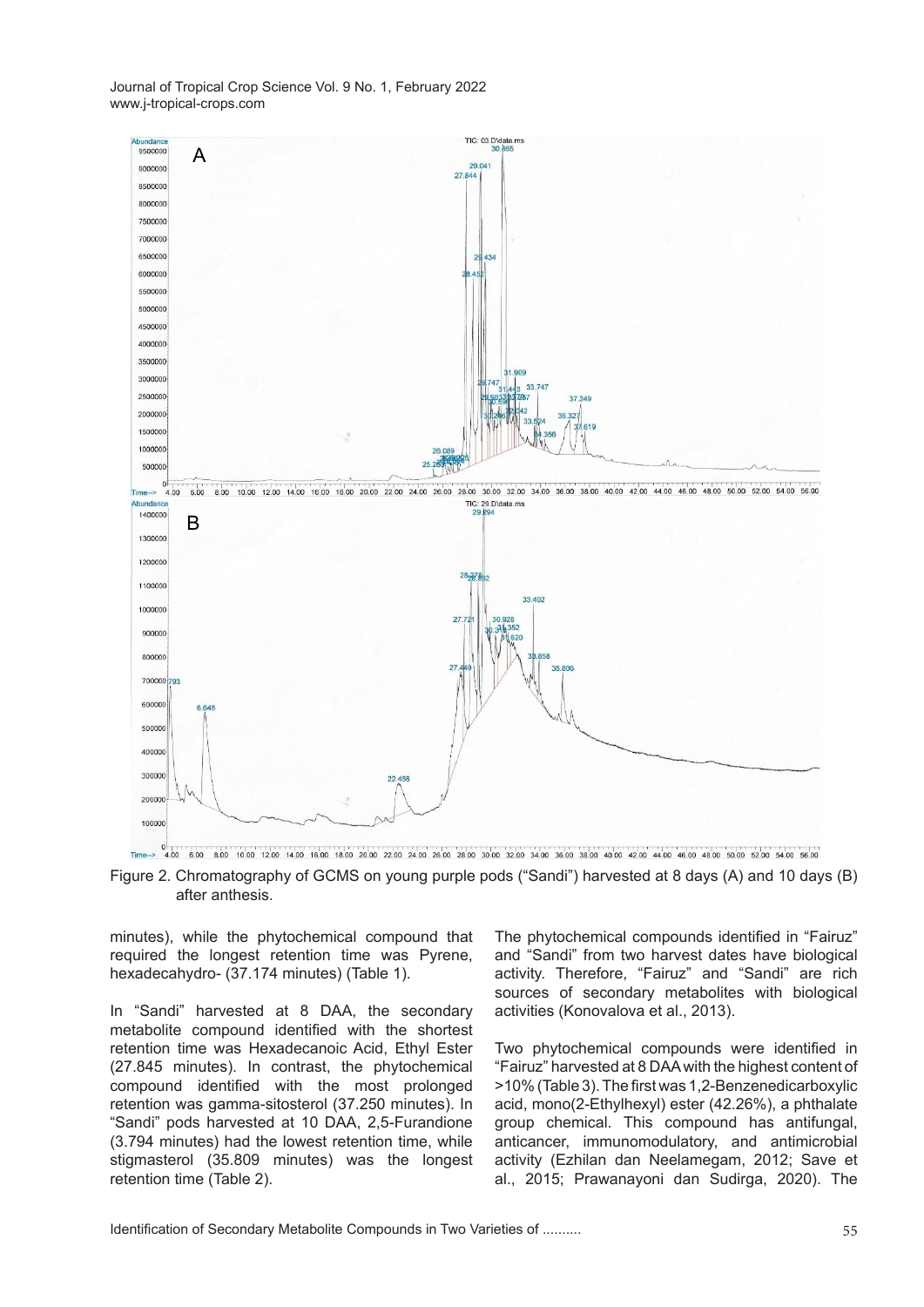Figure 2. Chromatography of GCMS on young purple pods ("Sandi") harvested at 8 days (A) and 10 days (B) after anthesis.

minutes), while the phytochemical compound that required the longest retention time was Pyrene, hexadecahydro- (37.174 minutes) (Table 1).

In "Sandi" harvested at 8 DAA, the secondary metabolite compound identified with the shortest retention time was Hexadecanoic Acid, Ethyl Ester (27.845 minutes). In contrast, the phytochemical compound identified with the most prolonged retention was gamma-sitosterol (37.250 minutes). In "Sandi" pods harvested at 10 DAA, 2,5-Furandione (3.794 minutes) had the lowest retention time, while stigmasterol (35.809 minutes) was the longest retention time (Table 2).

The phytochemical compounds identified in "Fairuz" and "Sandi" from two harvest dates have biological activity. Therefore, "Fairuz" and "Sandi" are rich sources of secondary metabolites with biological activities (Konovalova et al., 2013).

Two phytochemical compounds were identified in "Fairuz" harvested at 8 DAA with the highest content of >10% (Table 3). The first was 1,2-Benzenedicarboxylic acid, mono(2-Ethylhexyl) ester (42.26%), a phthalate group chemical. This compound has antifungal, anticancer, immunomodulatory, and antimicrobial activity (Ezhilan dan Neelamegam, 2012; Save et al., 2015; Prawanayoni dan Sudirga, 2020). The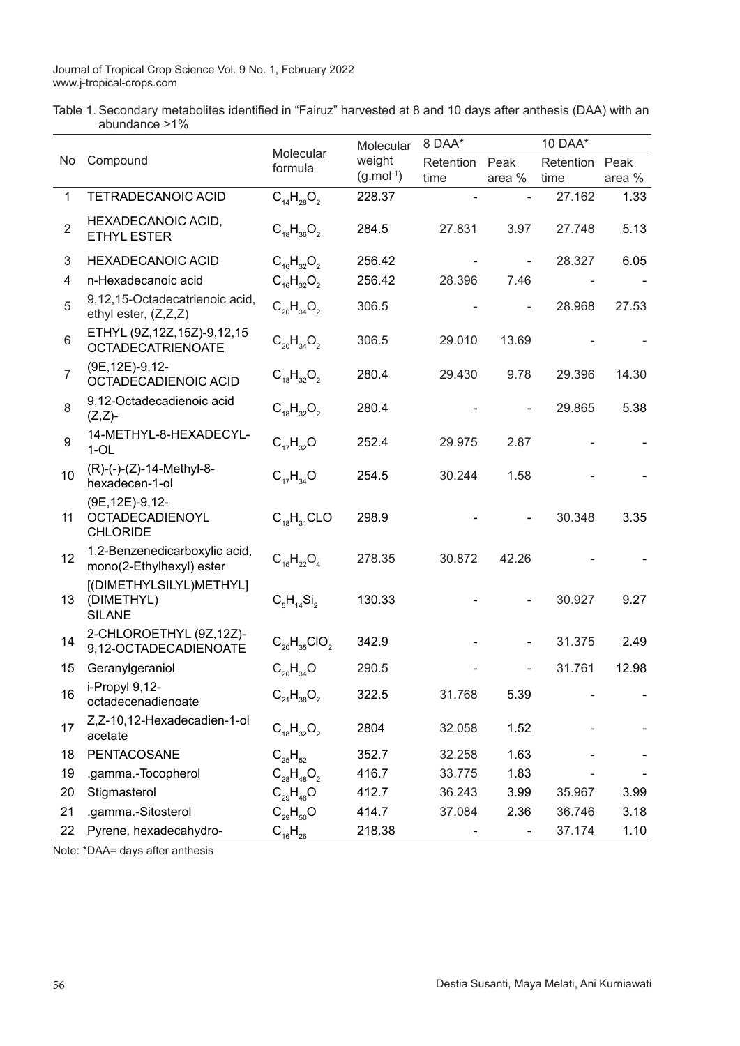Table 1. Secondary metabolites identified in "Fairuz" harvested at 8 and 10 days after anthesis (DAA) with an abundance >1%

| No | Compound | Molecular formula | Molecular weight ($g.mol^{-1}$) | 8 DAA* | | 10 DAA* | |
|---|---|---|---|---|---|---|---|
| | | | | Retention time | Peak area % | Retention time | Peak area % |
| 1 | TETRADECANOIC ACID | $C_{14}H_{28}O_2$ | 228.37 | - | - | 27.162 | 1.33 |
| 2 | HEXADECANOIC ACID, ETHYL ESTER | $C_{18}H_{36}O_2$ | 284.5 | 27.831 | 3.97 | 27.748 | 5.13 |
| 3 | HEXADECANOIC ACID | $C_{16}H_{32}O_2$ | 256.42 | - | - | 28.327 | 6.05 |
| 4 | n-Hexadecanoic acid | $C_{16}H_{32}O_2$ | 256.42 | 28.396 | 7.46 | - | - |
| 5 | 9,12,15-Octadecatrienoic acid, ethyl ester, (Z,Z,Z) | $C_{20}H_{34}O_2$ | 306.5 | - | - | 28.968 | 27.53 |
| 6 | ETHYL (9Z,12Z,15Z)-9,12,15 OCTADECATRIENOATE | $C_{20}H_{34}O_2$ | 306.5 | 29.010 | 13.69 | - | - |
| 7 | (9E,12E)-9,12-OCTADECADIENOIC ACID | $C_{18}H_{32}O_2$ | 280.4 | 29.430 | 9.78 | 29.396 | 14.30 |
| 8 | 9,12-Octadecadienoic acid (Z,Z)- | $C_{18}H_{32}O_2$ | 280.4 | - | - | 29.865 | 5.38 |
| 9 | 14-METHYL-8-HEXADECYL-1-OL | $C_{17}H_{32}O$ | 252.4 | 29.975 | 2.87 | - | - |
| 10 | (R)-(-)-(Z)-14-Methyl-8-hexadecen-1-ol | $C_{17}H_{34}O$ | 254.5 | 30.244 | 1.58 | - | - |
| 11 | (9E,12E)-9,12-OCTADECADIENOYL CHLORIDE | $C_{18}H_{31}CLO$ | 298.9 | - | - | 30.348 | 3.35 |
| 12 | 1,2-Benzenedicarboxylic acid, mono(2-Ethylhexyl) ester | $C_{16}H_{22}O_4$ | 278.35 | 30.872 | 42.26 | - | - |
| 13 | [(DIMETHYLSILYL)METHYL] (DIMETHYL) SILANE | $C_5H_{14}Si_2$ | 130.33 | - | - | 30.927 | 9.27 |
| 14 | 2-CHLOROETHYL (9Z,12Z)-9,12-OCTADECADIENOATE | $C_{20}H_{35}ClO_2$ | 342.9 | - | - | 31.375 | 2.49 |
| 15 | Geranylgeraniol | $C_{20}H_{34}O$ | 290.5 | - | - | 31.761 | 12.98 |
| 16 | i-Propyl 9,12-octadecenadienoate | $C_{21}H_{38}O_2$ | 322.5 | 31.768 | 5.39 | - | - |
| 17 | Z,Z-10,12-Hexadecadien-1-ol acetate | $C_{18}H_{32}O_2$ | 2804 | 32.058 | 1.52 | - | - |
| 18 | PENTACOSANE | $C_{25}H_{52}$ | 352.7 | 32.258 | 1.63 | - | - |
| 19 | .gamma.-Tocopherol | $C_{28}H_{48}O_2$ | 416.7 | 33.775 | 1.83 | - | - |
| 20 | Stigmasterol | $C_{29}H_{48}O$ | 412.7 | 36.243 | 3.99 | 35.967 | 3.99 |
| 21 | .gamma.-Sitosterol | $C_{29}H_{50}O$ | 414.7 | 37.084 | 2.36 | 36.746 | 3.18 |
| 22 | Pyrene, hexadecahydro- | $C_{16}H_{26}$ | 218.38 | - | - | 37.174 | 1.10 |

Note: *DAA= days after anthesis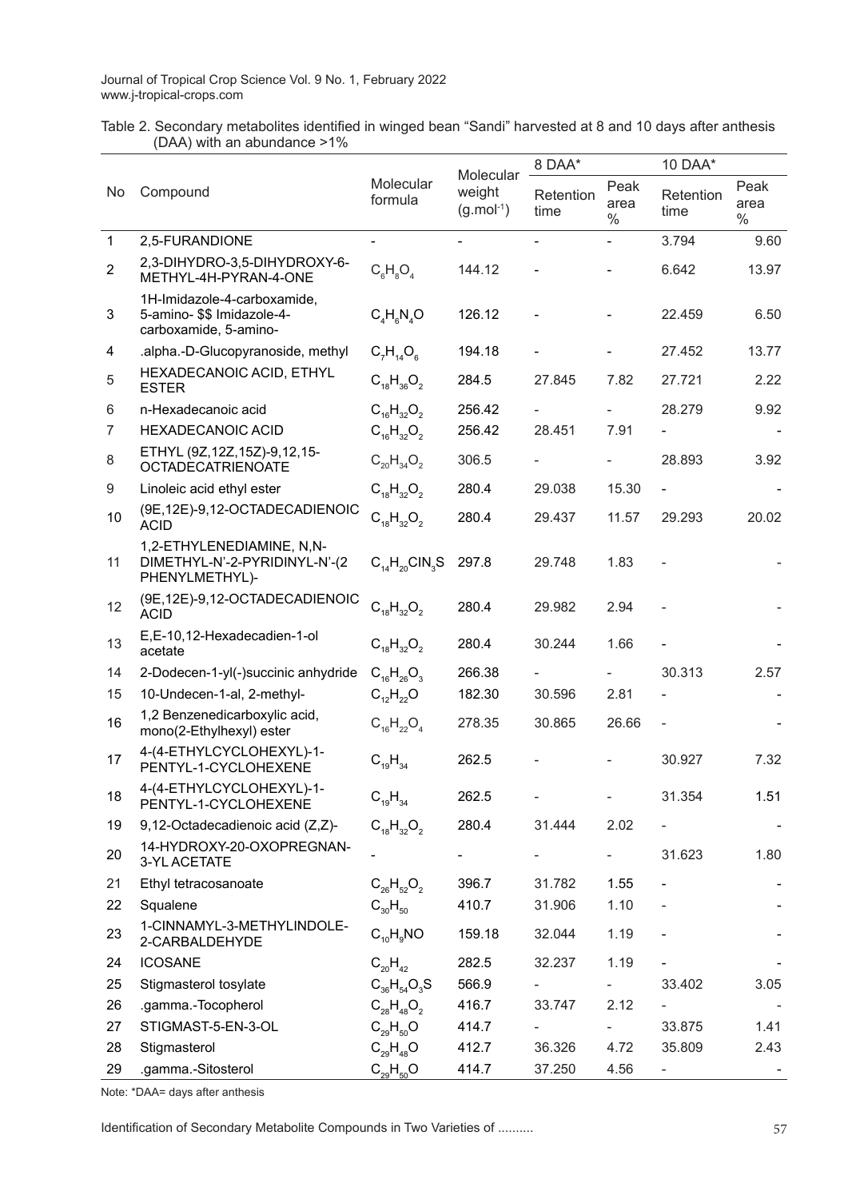Table 2. Secondary metabolites identified in winged bean "Sandi" harvested at 8 and 10 days after anthesis (DAA) with an abundance >1%

| No | Compound | Molecular formula | Molecular weight ($g.mol^{-1}$) | 8 DAA* | | 10 DAA* | |
|---|---|---|---|---|---|---|---|
| | | | | Retention time | Peak area % | Retention time | Peak area % |
| 1 | 2,5-FURANDIONE | - | - | - | - | 3.794 | 9.60 |
| 2 | 2,3-DIHYDRO-3,5-DIHYDROXY-6-METHYL-4H-PYRAN-4-ONE | $C_6H_8O_4$ | 144.12 | - | - | 6.642 | 13.97 |
| 3 | 1H-Imidazole-4-carboxamide, 5-amino- $$ Imidazole-4-carboxamide, 5-amino- | $C_4H_6N_4O$ | 126.12 | - | - | 22.459 | 6.50 |
| 4 | .alpha.-D-Glucopyranoside, methyl | $C_7H_{14}O_6$ | 194.18 | - | - | 27.452 | 13.77 |
| 5 | HEXADECANOIC ACID, ETHYL ESTER | $C_{18}H_{36}O_2$ | 284.5 | 27.845 | 7.82 | 27.721 | 2.22 |
| 6 | n-Hexadecanoic acid | $C_{16}H_{32}O_2$ | 256.42 | - | - | 28.279 | 9.92 |
| 7 | HEXADECANOIC ACID | $C_{16}H_{32}O_2$ | 256.42 | 28.451 | 7.91 | - | - |
| 8 | ETHYL (9Z,12Z,15Z)-9,12,15-OCTADECATRIENOATE | $C_{20}H_{34}O_2$ | 306.5 | - | - | 28.893 | 3.92 |
| 9 | Linoleic acid ethyl ester | $C_{18}H_{32}O_2$ | 280.4 | 29.038 | 15.30 | - | - |
| 10 | (9E,12E)-9,12-OCTADECADIENOIC ACID | $C_{18}H_{32}O_2$ | 280.4 | 29.437 | 11.57 | 29.293 | 20.02 |
| 11 | 1,2-ETHYLENEDIAMINE, N,N-DIMETHYL-N'-2-PYRIDINYL-N'-(2 PHENYLMETHYL)- | $C_{14}H_{20}ClN_3S$ | 297.8 | 29.748 | 1.83 | - | - |
| 12 | (9E,12E)-9,12-OCTADECADIENOIC ACID | $C_{18}H_{32}O_2$ | 280.4 | 29.982 | 2.94 | - | - |
| 13 | E,E-10,12-Hexadecadien-1-ol acetate | $C_{18}H_{32}O_2$ | 280.4 | 30.244 | 1.66 | - | - |
| 14 | 2-Dodecen-1-yl(-)succinic anhydride | $C_{16}H_{26}O_3$ | 266.38 | - | - | 30.313 | 2.57 |
| 15 | 10-Undecen-1-al, 2-methyl- | $C_{12}H_{22}O$ | 182.30 | 30.596 | 2.81 | - | - |
| 16 | 1,2 Benzenedicarboxylic acid, mono(2-Ethylhexyl) ester | $C_{16}H_{22}O_4$ | 278.35 | 30.865 | 26.66 | - | - |
| 17 | 4-(4-ETHYLCYCLOHEXYL)-1-PENTYL-1-CYCLOHEXENE | $C_{19}H_{34}$ | 262.5 | - | - | 30.927 | 7.32 |
| 18 | 4-(4-ETHYLCYCLOHEXYL)-1-PENTYL-1-CYCLOHEXENE | $C_{19}H_{34}$ | 262.5 | - | - | 31.354 | 1.51 |
| 19 | 9,12-Octadecadienoic acid (Z,Z)- | $C_{18}H_{32}O_2$ | 280.4 | 31.444 | 2.02 | - | - |
| 20 | 14-HYDROXY-20-OXOPREGNAN-3-YL ACETATE | - | - | - | - | 31.623 | 1.80 |
| 21 | Ethyl tetracosanoate | $C_{26}H_{52}O_2$ | 396.7 | 31.782 | 1.55 | - | - |
| 22 | Squalene | $C_{30}H_{50}$ | 410.7 | 31.906 | 1.10 | - | - |
| 23 | 1-CINNAMYL-3-METHYLINDOLE-2-CARBALDEHYDE | $C_{10}H_9NO$ | 159.18 | 32.044 | 1.19 | - | - |
| 24 | ICOSANE | $C_{20}H_{42}$ | 282.5 | 32.237 | 1.19 | - | - |
| 25 | Stigmasterol tosylate | $C_{36}H_{54}O_3S$ | 566.9 | - | - | 33.402 | 3.05 |
| 26 | .gamma.-Tocopherol | $C_{28}H_{48}O_2$ | 416.7 | 33.747 | 2.12 | - | - |
| 27 | STIGMAST-5-EN-3-OL | $C_{29}H_{50}O$ | 414.7 | - | - | 33.875 | 1.41 |
| 28 | Stigmasterol | $C_{29}H_{48}O$ | 412.7 | 36.326 | 4.72 | 35.809 | 2.43 |
| 29 | .gamma.-Sitosterol | $C_{29}H_{50}O$ | 414.7 | 37.250 | 4.56 | - | - |

Note: *DAA= days after anthesis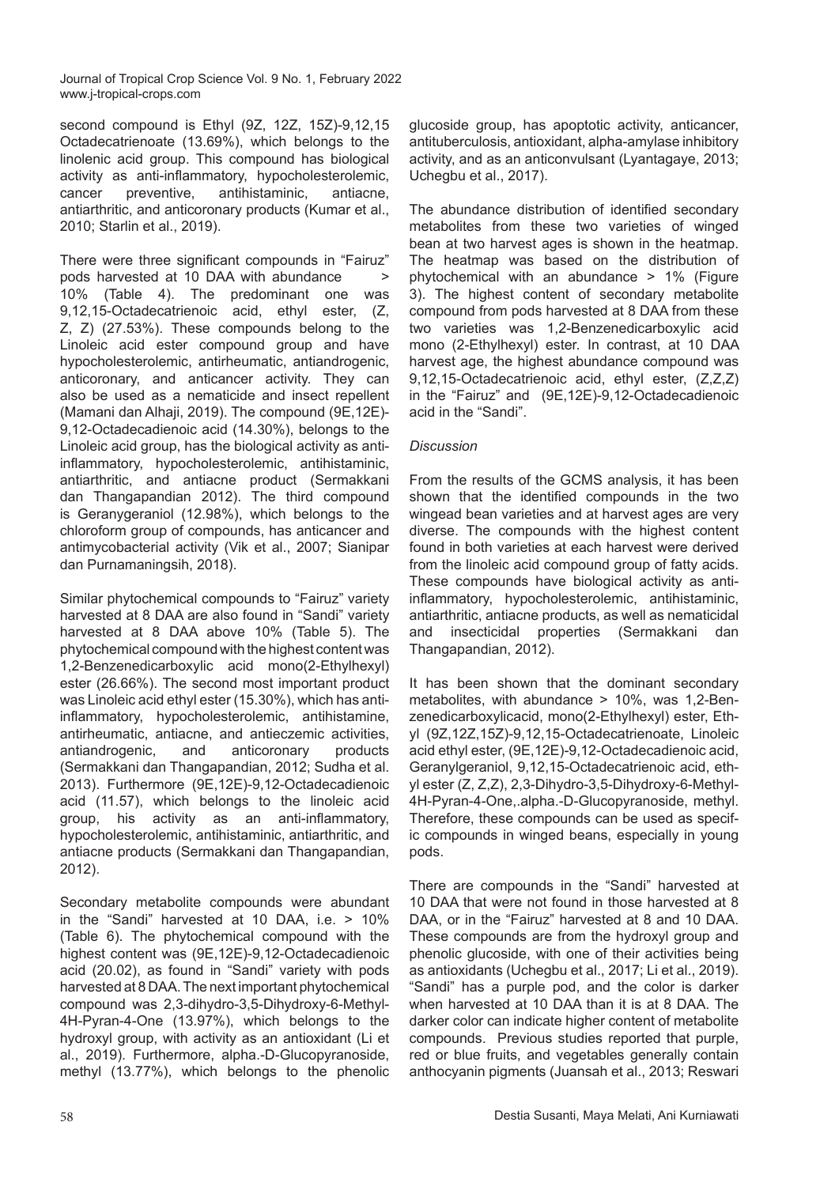second compound is Ethyl (9Z, 12Z, 15Z)-9,12,15 Octadecatrienoate (13.69%), which belongs to the linolenic acid group. This compound has biological activity as anti-inflammatory, hypocholesterolemic, cancer preventive, antihistaminic, antiacne, antiarthritic, and anticoronary products (Kumar et al., 2010; Starlin et al., 2019).

There were three significant compounds in "Fairuz" pods harvested at 10 DAA with abundance > 10% (Table 4). The predominant one was 9,12,15-Octadecatrienoic acid, ethyl ester, (Z, Z, Z) (27.53%). These compounds belong to the Linoleic acid ester compound group and have hypocholesterolemic, antirheumatic, antiandrogenic, anticoronary, and anticancer activity. They can also be used as a nematicide and insect repellent (Mamani dan Alhaji, 2019). The compound (9E,12E)-9,12-Octadecadienoic acid (14.30%), belongs to the Linoleic acid group, has the biological activity as anti-inflammatory, hypocholesterolemic, antihistaminic, antiarthritic, and antiacne product (Sermakkani dan Thangapandian 2012). The third compound is Geranygeraniol (12.98%), which belongs to the chloroform group of compounds, has anticancer and antimycobacterial activity (Vik et al., 2007; Sianipar dan Purnamaningsih, 2018).

Similar phytochemical compounds to "Fairuz" variety harvested at 8 DAA are also found in "Sandi" variety harvested at 8 DAA above 10% (Table 5). The phytochemical compound with the highest content was 1,2-Benzenedicarboxylic acid mono(2-Ethylhexyl) ester (26.66%). The second most important product was Linoleic acid ethyl ester (15.30%), which has anti-inflammatory, hypocholesterolemic, antihistamine, antirheumatic, antiacne, and antieczemic activities, antiandrogenic, and anticoronary products (Sermakkani dan Thangapandian, 2012; Sudha et al. 2013). Furthermore (9E,12E)-9,12-Octadecadienoic acid (11.57), which belongs to the linoleic acid group, his activity as an anti-inflammatory, hypocholesterolemic, antihistaminic, antiarthritic, and antiacne products (Sermakkani dan Thangapandian, 2012).

Secondary metabolite compounds were abundant in the "Sandi" harvested at 10 DAA, i.e. > 10% (Table 6). The phytochemical compound with the highest content was (9E,12E)-9,12-Octadecadienoic acid (20.02), as found in "Sandi" variety with pods harvested at 8 DAA. The next important phytochemical compound was 2,3-dihydro-3,5-Dihydroxy-6-Methyl-4H-Pyran-4-One (13.97%), which belongs to the hydroxyl group, with activity as an antioxidant (Li et al., 2019). Furthermore, alpha.-D-Glucopyranoside, methyl (13.77%), which belongs to the phenolic glucoside group, has apoptotic activity, anticancer, antituberculosis, antioxidant, alpha-amylase inhibitory activity, and as an anticonvulsant (Lyantagaye, 2013; Uchegbu et al., 2017).

The abundance distribution of identified secondary metabolites from these two varieties of winged bean at two harvest ages is shown in the heatmap. The heatmap was based on the distribution of phytochemical with an abundance > 1% (Figure 3). The highest content of secondary metabolite compound from pods harvested at 8 DAA from these two varieties was 1,2-Benzenedicarboxylic acid mono (2-Ethylhexyl) ester. In contrast, at 10 DAA harvest age, the highest abundance compound was 9,12,15-Octadecatrienoic acid, ethyl ester, (Z,Z,Z) in the "Fairuz" and (9E,12E)-9,12-Octadecadienoic acid in the "Sandi".

*Discussion*

From the results of the GCMS analysis, it has been shown that the identified compounds in the two wingead bean varieties and at harvest ages are very diverse. The compounds with the highest content found in both varieties at each harvest were derived from the linoleic acid compound group of fatty acids. These compounds have biological activity as anti-inflammatory, hypocholesterolemic, antihistaminic, antiarthritic, antiacne products, as well as nematicidal and insecticidal properties (Sermakkani dan Thangapandian, 2012).

It has been shown that the dominant secondary metabolites, with abundance > 10%, was 1,2-Benzenedicarboxylicacid, mono(2-Ethylhexyl) ester, Ethyl (9Z,12Z,15Z)-9,12,15-Octadecatrienoate, Linoleic acid ethyl ester, (9E,12E)-9,12-Octadecadienoic acid, Geranylgeraniol, 9,12,15-Octadecatrienoic acid, ethyl ester (Z, Z,Z), 2,3-Dihydro-3,5-Dihydroxy-6-Methyl-4H-Pyran-4-One,.alpha.-D-Glucopyranoside, methyl. Therefore, these compounds can be used as specific compounds in winged beans, especially in young pods.

There are compounds in the "Sandi" harvested at 10 DAA that were not found in those harvested at 8 DAA, or in the "Fairuz" harvested at 8 and 10 DAA. These compounds are from the hydroxyl group and phenolic glucoside, with one of their activities being as antioxidants (Uchegbu et al., 2017; Li et al., 2019). "Sandi" has a purple pod, and the color is darker when harvested at 10 DAA than it is at 8 DAA. The darker color can indicate higher content of metabolite compounds. Previous studies reported that purple, red or blue fruits, and vegetables generally contain anthocyanin pigments (Juansah et al., 2013; Reswari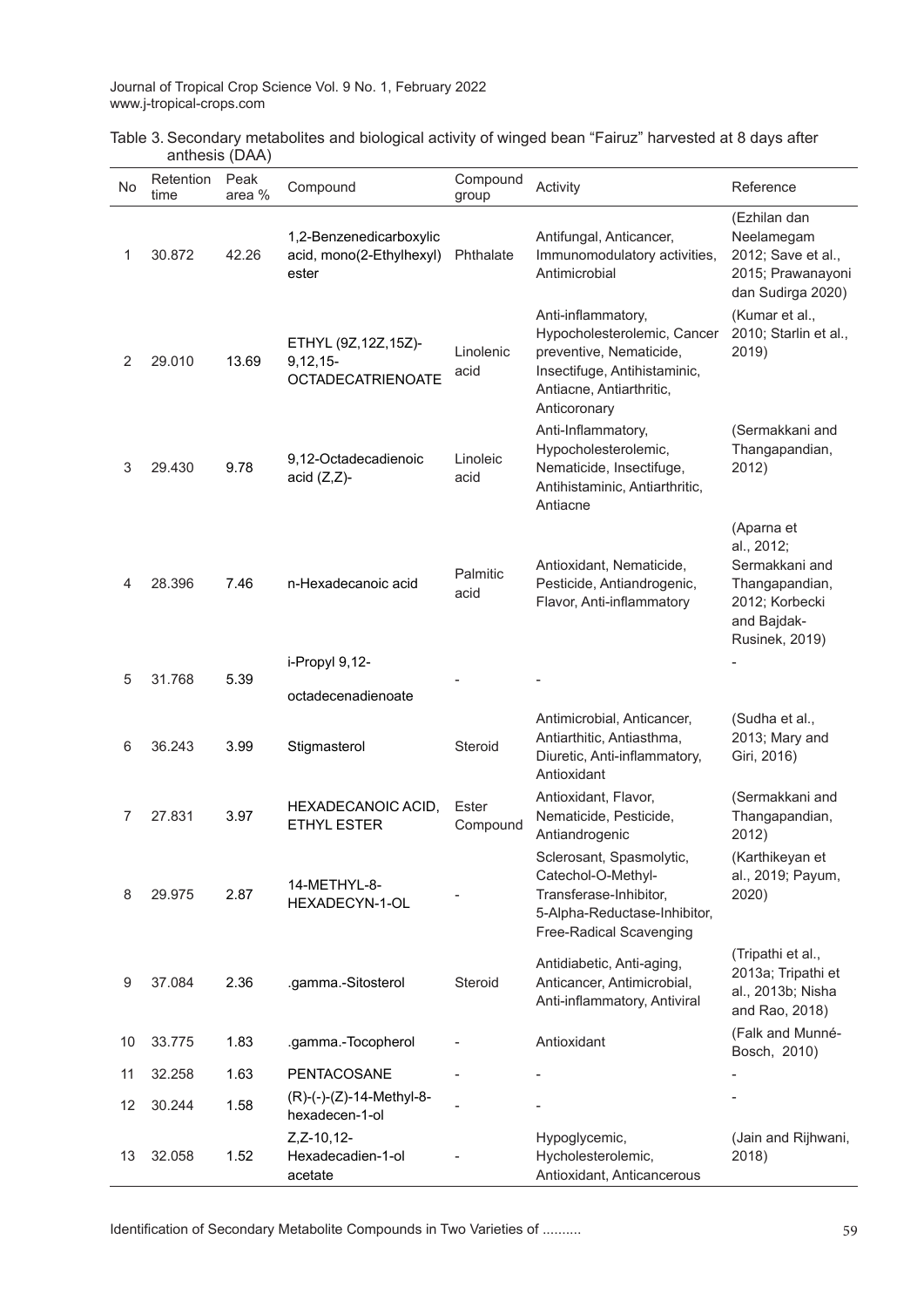Table 3. Secondary metabolites and biological activity of winged bean "Fairuz" harvested at 8 days after anthesis (DAA)

| No | Retention time | Peak area % | Compound | Compound group | Activity | Reference |
|---|---|---|---|---|---|---|
| 1 | 30.872 | 42.26 | 1,2-Benzenedicarboxylic acid, mono(2-Ethylhexyl) ester | Phthalate | Antifungal, Anticancer, Immunomodulatory activities, Antimicrobial | (Ezhilan dan Neelamegam 2012; Save et al., 2015; Prawanayoni dan Sudirga 2020) |
| 2 | 29.010 | 13.69 | ETHYL (9Z,12Z,15Z)-9,12,15-OCTADECATRIENOATE | Linolenic acid | Anti-inflammatory, Hypocholesterolemic, Cancer preventive, Nematicide, Insectifuge, Antihistaminic, Antiacne, Antiarthritic, Anticoronary | (Kumar et al., 2010; Starlin et al., 2019) |
| 3 | 29.430 | 9.78 | 9,12-Octadecadienoic acid (Z,Z)- | Linoleic acid | Anti-Inflammatory, Hypocholesterolemic, Nematicide, Insectifuge, Antihistaminic, Antiarthritic, Antiacne | (Sermakkani and Thangapandian, 2012) |
| 4 | 28.396 | 7.46 | n-Hexadecanoic acid | Palmitic acid | Antioxidant, Nematicide, Pesticide, Antiandrogenic, Flavor, Anti-inflammatory | (Aparna et al., 2012; Sermakkani and Thangapandian, 2012; Korbecki and Bajdak-Rusinek, 2019) |
| 5 | 31.768 | 5.39 | i-Propyl 9,12-octadecenadienoate | - | - | - |
| 6 | 36.243 | 3.99 | Stigmasterol | Steroid | Antimicrobial, Anticancer, Antiarthritic, Antiasthma, Diuretic, Anti-inflammatory, Antioxidant | (Sudha et al., 2013; Mary and Giri, 2016) |
| 7 | 27.831 | 3.97 | HEXADECANOIC ACID, ETHYL ESTER | Ester Compound | Antioxidant, Flavor, Nematicide, Pesticide, Antiandrogenic | (Sermakkani and Thangapandian, 2012) |
| 8 | 29.975 | 2.87 | 14-METHYL-8-HEXADECYN-1-OL | - | Sclerosant, Spasmolytic, Catechol-O-Methyl-Transferase-Inhibitor, 5-Alpha-Reductase-Inhibitor, Free-Radical Scavenging | (Karthikeyan et al., 2019; Payum, 2020) |
| 9 | 37.084 | 2.36 | .gamma.-Sitosterol | Steroid | Antidiabetic, Anti-aging, Anticancer, Antimicrobial, Anti-inflammatory, Antiviral | (Tripathi et al., 2013a; Tripathi et al., 2013b; Nisha and Rao, 2018) |
| 10 | 33.775 | 1.83 | .gamma.-Tocopherol | - | Antioxidant | (Falk and Munné-Bosch, 2010) |
| 11 | 32.258 | 1.63 | PENTACOSANE | - | - | - |
| 12 | 30.244 | 1.58 | (R)-(-)-(Z)-14-Methyl-8-hexadecen-1-ol | - | - | - |
| 13 | 32.058 | 1.52 | Z,Z-10,12-Hexadecadien-1-ol acetate | - | Hypoglycemic, Hycholesterolemic, Antioxidant, Anticancerous | (Jain and Rijhwani, 2018) |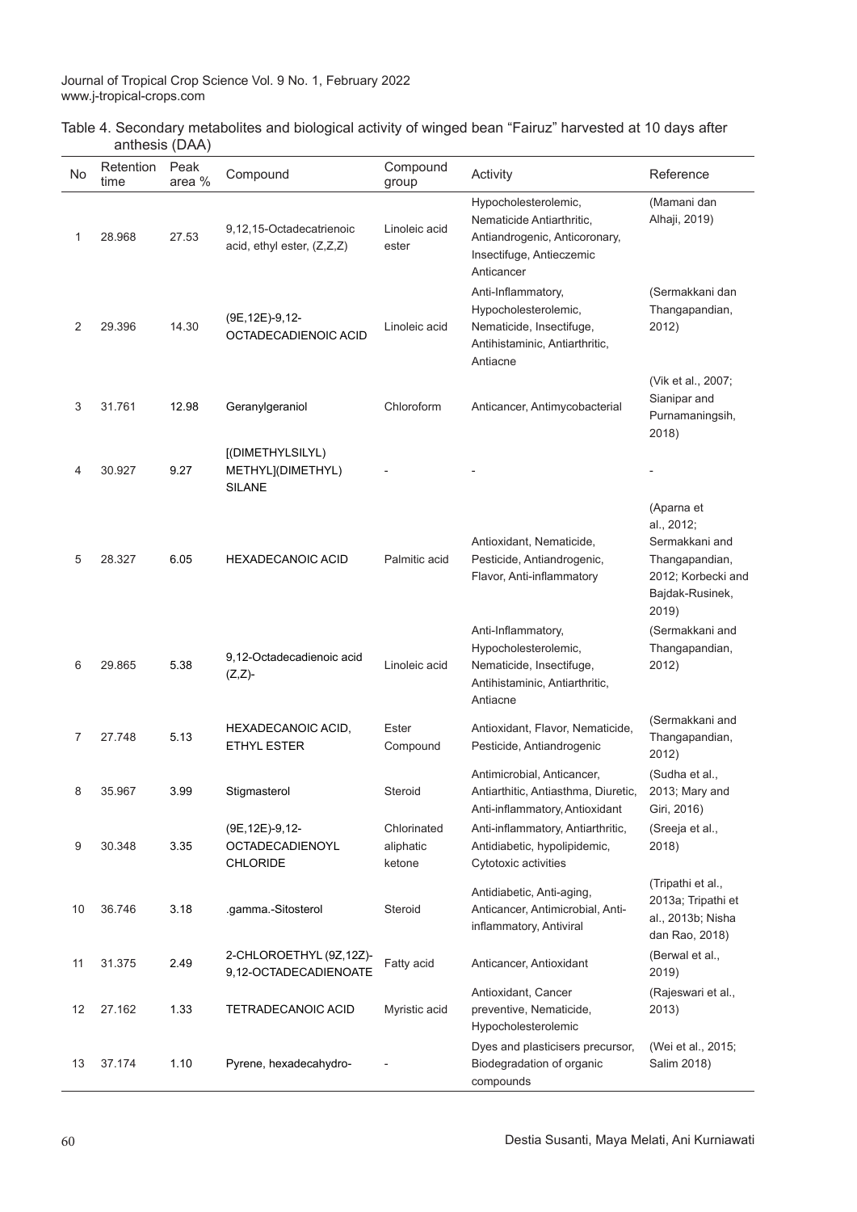Table 4. Secondary metabolites and biological activity of winged bean "Fairuz" harvested at 10 days after anthesis (DAA)

| No | Retention time | Peak area % | Compound | Compound group | Activity | Reference |
|---|---|---|---|---|---|---|
| 1 | 28.968 | 27.53 | 9,12,15-Octadecatrienoic acid, ethyl ester, (Z,Z,Z) | Linoleic acid ester | Hypocholesterolemic, Nematicide Antiarthritic, Antiandrogenic, Anticoronary, Insectifuge, Antieczemic Anticancer | (Mamani dan Alhaji, 2019) |
| 2 | 29.396 | 14.30 | (9E,12E)-9,12-OCTADECADIENOIC ACID | Linoleic acid | Anti-Inflammatory, Hypocholesterolemic, Nematicide, Insectifuge, Antihistaminic, Antiarthritic, Antiacne | (Sermakkani dan Thangapandian, 2012) |
| 3 | 31.761 | 12.98 | Geranylgeraniol | Chloroform | Anticancer, Antimycobacterial | (Vik et al., 2007; Sianipar and Purnamaningsih, 2018) |
| 4 | 30.927 | 9.27 | [(DIMETHYLSILYL) METHYL](DIMETHYL) SILANE | - | - | - |
| 5 | 28.327 | 6.05 | HEXADECANOIC ACID | Palmitic acid | Antioxidant, Nematicide, Pesticide, Antiandrogenic, Flavor, Anti-inflammatory | (Aparna et al., 2012; Sermakkani and Thangapandian, 2012; Korbecki and Bajdak-Rusinek, 2019) |
| 6 | 29.865 | 5.38 | 9,12-Octadecadienoic acid (Z,Z)- | Linoleic acid | Anti-Inflammatory, Hypocholesterolemic, Nematicide, Insectifuge, Antihistaminic, Antiarthritic, Antiacne | (Sermakkani and Thangapandian, 2012) |
| 7 | 27.748 | 5.13 | HEXADECANOIC ACID, ETHYL ESTER | Ester Compound | Antioxidant, Flavor, Nematicide, Pesticide, Antiandrogenic | (Sermakkani and Thangapandian, 2012) |
| 8 | 35.967 | 3.99 | Stigmasterol | Steroid | Antimicrobial, Anticancer, Antiarthitic, Antiasthma, Diuretic, Anti-inflammatory, Antioxidant | (Sudha et al., 2013; Mary and Giri, 2016) |
| 9 | 30.348 | 3.35 | (9E,12E)-9,12-OCTADECADIENOYL CHLORIDE | Chlorinated aliphatic ketone | Anti-inflammatory, Antiarthritic, Antidiabetic, hypolipidemic, Cytotoxic activities | (Sreeja et al., 2018) |
| 10 | 36.746 | 3.18 | .gamma.-Sitosterol | Steroid | Antidiabetic, Anti-aging, Anticancer, Antimicrobial, Anti-inflammatory, Antiviral | (Tripathi et al., 2013a; Tripathi et al., 2013b; Nisha dan Rao, 2018) |
| 11 | 31.375 | 2.49 | 2-CHLOROETHYL (9Z,12Z)-9,12-OCTADECADIENOATE | Fatty acid | Anticancer, Antioxidant | (Berwal et al., 2019) |
| 12 | 27.162 | 1.33 | TETRADECANOIC ACID | Myristic acid | Antioxidant, Cancer preventive, Nematicide, Hypocholesterolemic | (Rajeswari et al., 2013) |
| 13 | 37.174 | 1.10 | Pyrene, hexadecahydro- | - | Dyes and plasticisers precursor, Biodegradation of organic compounds | (Wei et al., 2015; Salim 2018) |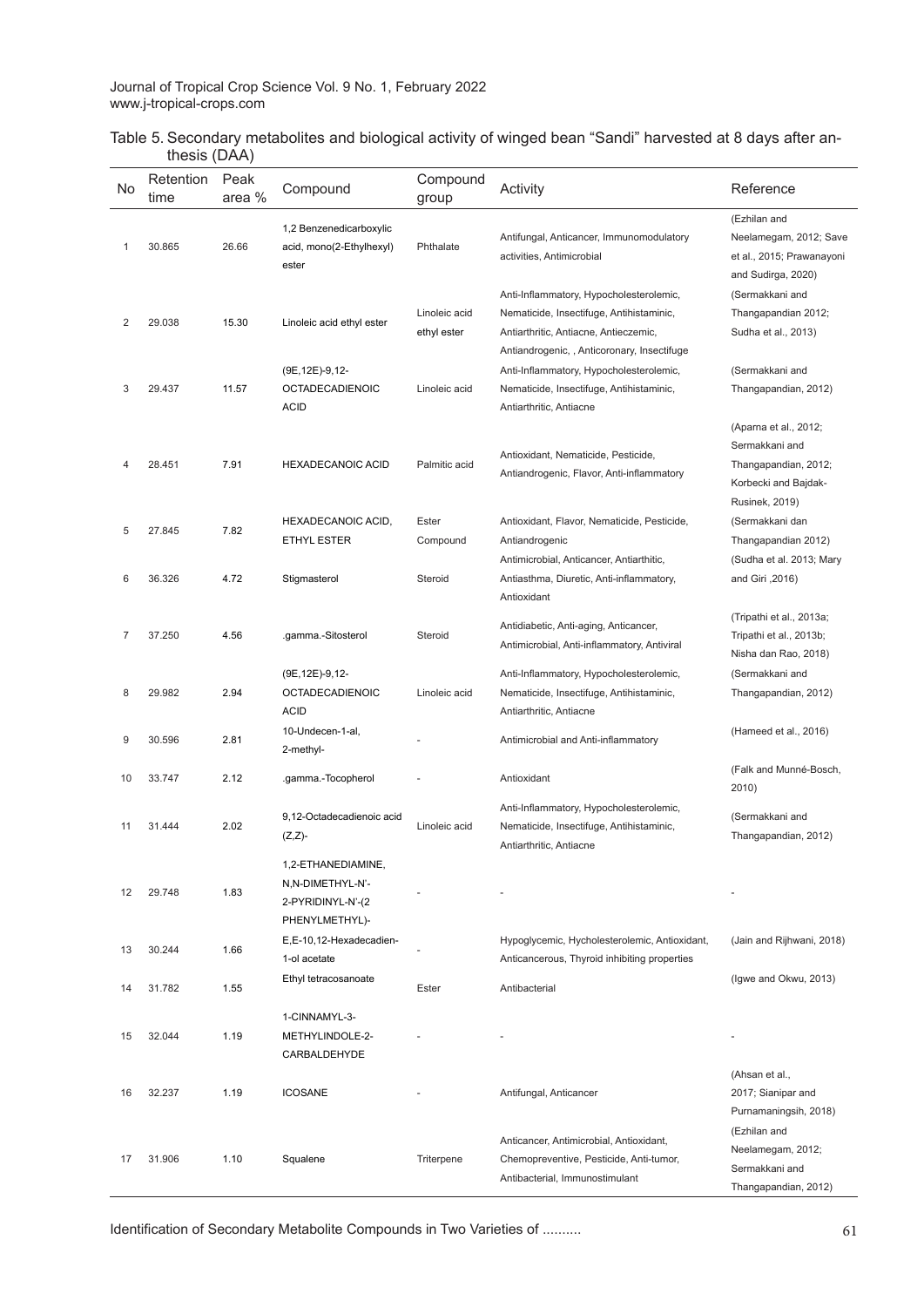Table 5. Secondary metabolites and biological activity of winged bean "Sandi" harvested at 8 days after anthesis (DAA)

| No | Retention time | Peak area % | Compound | Compound group | Activity | Reference |
|---|---|---|---|---|---|---|
| 1 | 30.865 | 26.66 | 1,2 Benzenedicarboxylic acid, mono(2-Ethylhexyl) ester | Phthalate | Antifungal, Anticancer, Immunomodulatory activities, Antimicrobial | (Ezhilan and Neelamegam, 2012; Save et al., 2015; Prawanayoni and Sudirga, 2020) |
| 2 | 29.038 | 15.30 | Linoleic acid ethyl ester | Linoleic acid ethyl ester | Anti-Inflammatory, Hypocholesterolemic, Nematicide, Insectifuge, Antihistaminic, Antiarthritic, Antiacne, Antieczemic, Antiandrogenic, , Anticoronary, Insectifuge | (Sermakkani and Thangapandian 2012; Sudha et al., 2013) |
| 3 | 29.437 | 11.57 | (9E,12E)-9,12-OCTADECADIENOIC ACID | Linoleic acid | Anti-Inflammatory, Hypocholesterolemic, Nematicide, Insectifuge, Antihistaminic, Antiarthritic, Antiacne | (Sermakkani and Thangapandian, 2012) |
| 4 | 28.451 | 7.91 | HEXADECANOIC ACID | Palmitic acid | Antioxidant, Nematicide, Pesticide, Antiandrogenic, Flavor, Anti-inflammatory | (Aparna et al., 2012; Sermakkani and Thangapandian, 2012; Korbecki and Bajdak-Rusinek, 2019) |
| 5 | 27.845 | 7.82 | HEXADECANOIC ACID, ETHYL ESTER | Ester Compound | Antioxidant, Flavor, Nematicide, Pesticide, Antiandrogenic | (Sermakkani dan Thangapandian 2012) |
| 6 | 36.326 | 4.72 | Stigmasterol | Steroid | Antimicrobial, Anticancer, Antiarthitic, Antiasthma, Diuretic, Anti-inflammatory, Antioxidant | (Sudha et al. 2013; Mary and Giri ,2016) |
| 7 | 37.250 | 4.56 | .gamma.-Sitosterol | Steroid | Antidiabetic, Anti-aging, Anticancer, Antimicrobial, Anti-inflammatory, Antiviral | (Tripathi et al., 2013a; Tripathi et al., 2013b; Nisha dan Rao, 2018) |
| 8 | 29.982 | 2.94 | (9E,12E)-9,12-OCTADECADIENOIC ACID | Linoleic acid | Anti-Inflammatory, Hypocholesterolemic, Nematicide, Insectifuge, Antihistaminic, Antiarthritic, Antiacne | (Sermakkani and Thangapandian, 2012) |
| 9 | 30.596 | 2.81 | 10-Undecen-1-al, 2-methyl- | - | Antimicrobial and Anti-inflammatory | (Hameed et al., 2016) |
| 10 | 33.747 | 2.12 | .gamma.-Tocopherol | - | Antioxidant | (Falk and Munné-Bosch, 2010) |
| 11 | 31.444 | 2.02 | 9,12-Octadecadienoic acid (Z,Z)- | Linoleic acid | Anti-Inflammatory, Hypocholesterolemic, Nematicide, Insectifuge, Antihistaminic, Antiarthritic, Antiacne | (Sermakkani and Thangapandian, 2012) |
| 12 | 29.748 | 1.83 | 1,2-ETHANEDIAMINE, N,N-DIMETHYL-N'-2-PYRIDINYL-N'-(2 PHENYLMETHYL)- | - | - | - |
| 13 | 30.244 | 1.66 | E,E-10,12-Hexadecadien-1-ol acetate | - | Hypoglycemic, Hycholesterolemic, Antioxidant, Anticancerous, Thyroid inhibiting properties | (Jain and Rijhwani, 2018) |
| 14 | 31.782 | 1.55 | Ethyl tetracosanoate | Ester | Antibacterial | (Igwe and Okwu, 2013) |
| 15 | 32.044 | 1.19 | 1-CINNAMYL-3-METHYLINDOLE-2-CARBALDEHYDE | - | - | - |
| 16 | 32.237 | 1.19 | ICOSANE | - | Antifungal, Anticancer | (Ahsan et al., 2017; Sianipar and Purnamaningsih, 2018) |
| 17 | 31.906 | 1.10 | Squalene | Triterpene | Anticancer, Antimicrobial, Antioxidant, Chemopreventive, Pesticide, Anti-tumor, Antibacterial, Immunostimulant | (Ezhilan and Neelamegam, 2012; Sermakkani and Thangapandian, 2012) |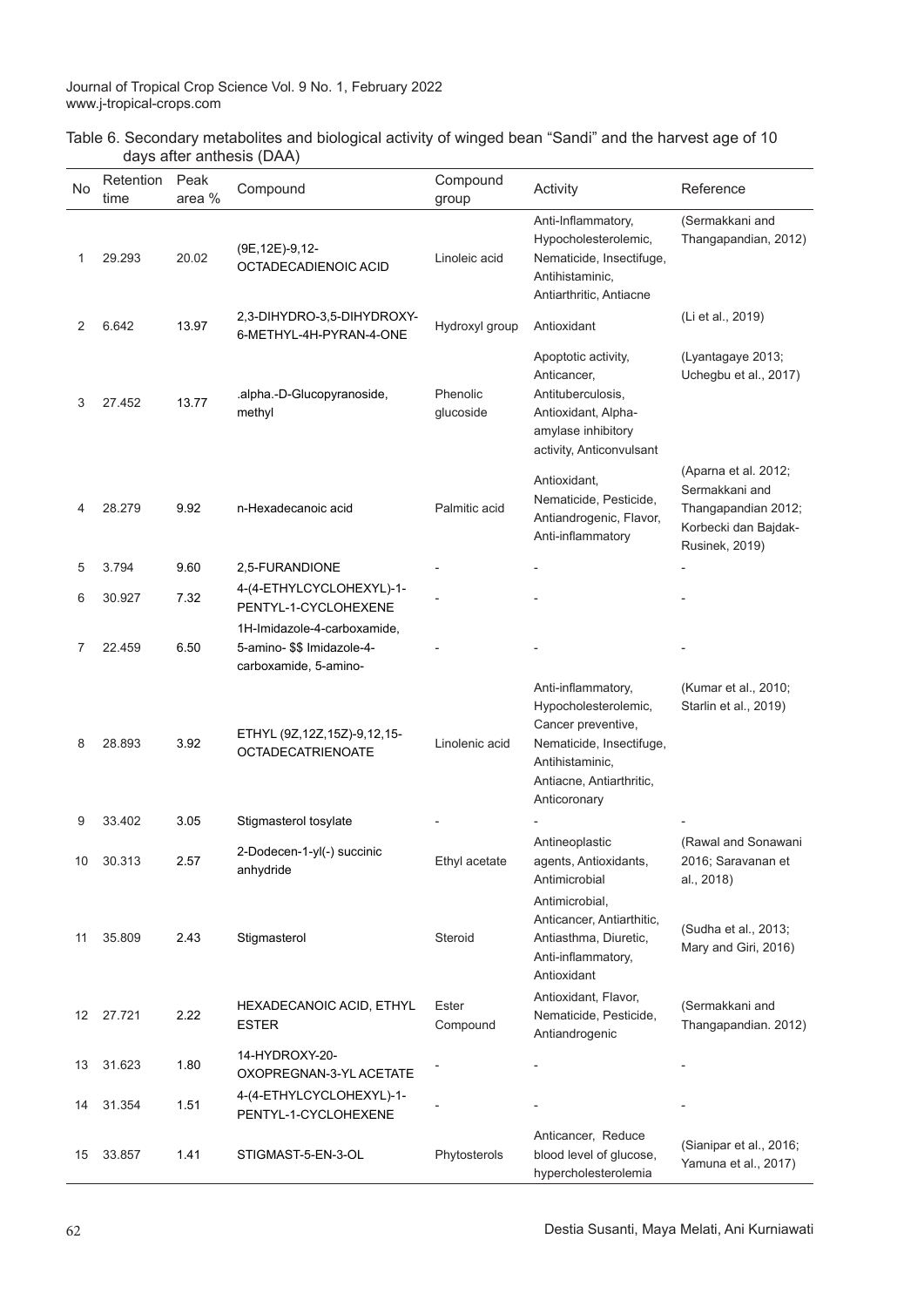Table 6. Secondary metabolites and biological activity of winged bean "Sandi" and the harvest age of 10 days after anthesis (DAA)

| No | Retention time | Peak area % | Compound | Compound group | Activity | Reference |
|---|---|---|---|---|---|---|
| 1 | 29.293 | 20.02 | (9E,12E)-9,12-OCTADECADIENOIC ACID | Linoleic acid | Anti-Inflammatory, Hypocholesterolemic, Nematicide, Insectifuge, Antihistaminic, Antiarthritic, Antiacne | (Sermakkani and Thangapandian, 2012) |
| 2 | 6.642 | 13.97 | 2,3-DIHYDRO-3,5-DIHYDROXY-6-METHYL-4H-PYRAN-4-ONE | Hydroxyl group | Antioxidant | (Li et al., 2019) |
| 3 | 27.452 | 13.77 | .alpha.-D-Glucopyranoside, methyl | Phenolic glucoside | Apoptotic activity, Anticancer, Antituberculosis, Antioxidant, Alpha-amylase inhibitory activity, Anticonvulsant | (Lyantagaye 2013; Uchegbu et al., 2017) |
| 4 | 28.279 | 9.92 | n-Hexadecanoic acid | Palmitic acid | Antioxidant, Nematicide, Pesticide, Antiandrogenic, Flavor, Anti-inflammatory | (Aparna et al. 2012; Sermakkani and Thangapandian 2012; Korbecki dan Bajdak-Rusinek, 2019) |
| 5 | 3.794 | 9.60 | 2,5-FURANDIONE | - | - | - |
| 6 | 30.927 | 7.32 | 4-(4-ETHYLCYCLOHEXYL)-1-PENTYL-1-CYCLOHEXENE | - | - | - |
| 7 | 22.459 | 6.50 | 1H-Imidazole-4-carboxamide, 5-amino- $$ Imidazole-4-carboxamide, 5-amino- | - | - | - |
| 8 | 28.893 | 3.92 | ETHYL (9Z,12Z,15Z)-9,12,15-OCTADECATRIENOATE | Linolenic acid | Anti-inflammatory, Hypocholesterolemic, Cancer preventive, Nematicide, Insectifuge, Antihistaminic, Antiacne, Antiarthritic, Anticoronary | (Kumar et al., 2010; Starlin et al., 2019) |
| 9 | 33.402 | 3.05 | Stigmasterol tosylate | - | - | - |
| 10 | 30.313 | 2.57 | 2-Dodecen-1-yl(-) succinic anhydride | Ethyl acetate | Antineoplastic agents, Antioxidants, Antimicrobial | (Rawal and Sonawani 2016; Saravanan et al., 2018) |
| 11 | 35.809 | 2.43 | Stigmasterol | Steroid | Antimicrobial, Anticancer, Antiarthitic, Antiasthma, Diuretic, Anti-inflammatory, Antioxidant | (Sudha et al., 2013; Mary and Giri, 2016) |
| 12 | 27.721 | 2.22 | HEXADECANOIC ACID, ETHYL ESTER | Ester Compound | Antioxidant, Flavor, Nematicide, Pesticide, Antiandrogenic | (Sermakkani and Thangapandian. 2012) |
| 13 | 31.623 | 1.80 | 14-HYDROXY-20-OXOPREGNAN-3-YL ACETATE | - | - | - |
| 14 | 31.354 | 1.51 | 4-(4-ETHYLCYCLOHEXYL)-1-PENTYL-1-CYCLOHEXENE | - | - | - |
| 15 | 33.857 | 1.41 | STIGMAST-5-EN-3-OL | Phytosterols | Anticancer, Reduce blood level of glucose, hypercholesterolemia | (Sianipar et al., 2016; Yamuna et al., 2017) |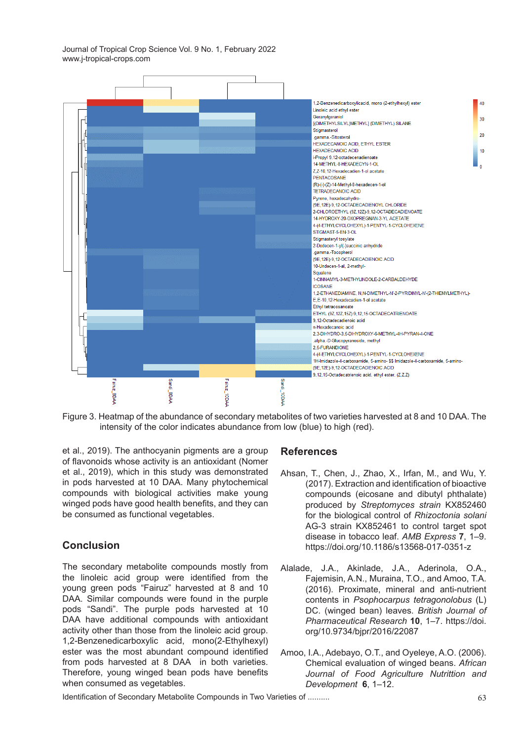Figure 3. Heatmap of the abundance of secondary metabolites of two varieties harvested at 8 and 10 DAA. The intensity of the color indicates abundance from low (blue) to high (red).

et al., 2019). The anthocyanin pigments are a group of flavonoids whose activity is an antioxidant (Nomer et al., 2019), which in this study was demonstrated in pods harvested at 10 DAA. Many phytochemical compounds with biological activities make young winged pods have good health benefits, and they can be consumed as functional vegetables.

## Conclusion

The secondary metabolite compounds mostly from the linoleic acid group were identified from the young green pods "Fairuz" harvested at 8 and 10 DAA. Similar compounds were found in the purple pods "Sandi". The purple pods harvested at 10 DAA have additional compounds with antioxidant activity other than those from the linoleic acid group. 1,2-Benzenedicarboxylic acid, mono(2-Ethylhexyl) ester was the most abundant compound identified from pods harvested at 8 DAA in both varieties. Therefore, young winged bean pods have benefits when consumed as vegetables.

## References

Ahsan, T., Chen, J., Zhao, X., Irfan, M., and Wu, Y. (2017). Extraction and identification of bioactive compounds (eicosane and dibutyl phthalate) produced by *Streptomyces strain* KX852460 for the biological control of *Rhizoctonia solani* AG-3 strain KX852461 to control target spot disease in tobacco leaf. *AMB Express* **7**, 1–9. https://doi.org/10.1186/s13568-017-0351-z

Alalade, J.A., Akinlade, J.A., Aderinola, O.A., Fajemisin, A.N., Muraina, T.O., and Amoo, T.A. (2016). Proximate, mineral and anti-nutrient contents in *Psophocarpus tetragonolobus* (L) DC. (winged bean) leaves. *British Journal of Pharmaceutical Research* **10**, 1–7. https://doi.org/10.9734/bjpr/2016/22087

Amoo, I.A., Adebayo, O.T., and Oyeleye, A.O. (2006). Chemical evaluation of winged beans. *African Journal of Food Agriculture Nutrittion and Development* **6**, 1–12.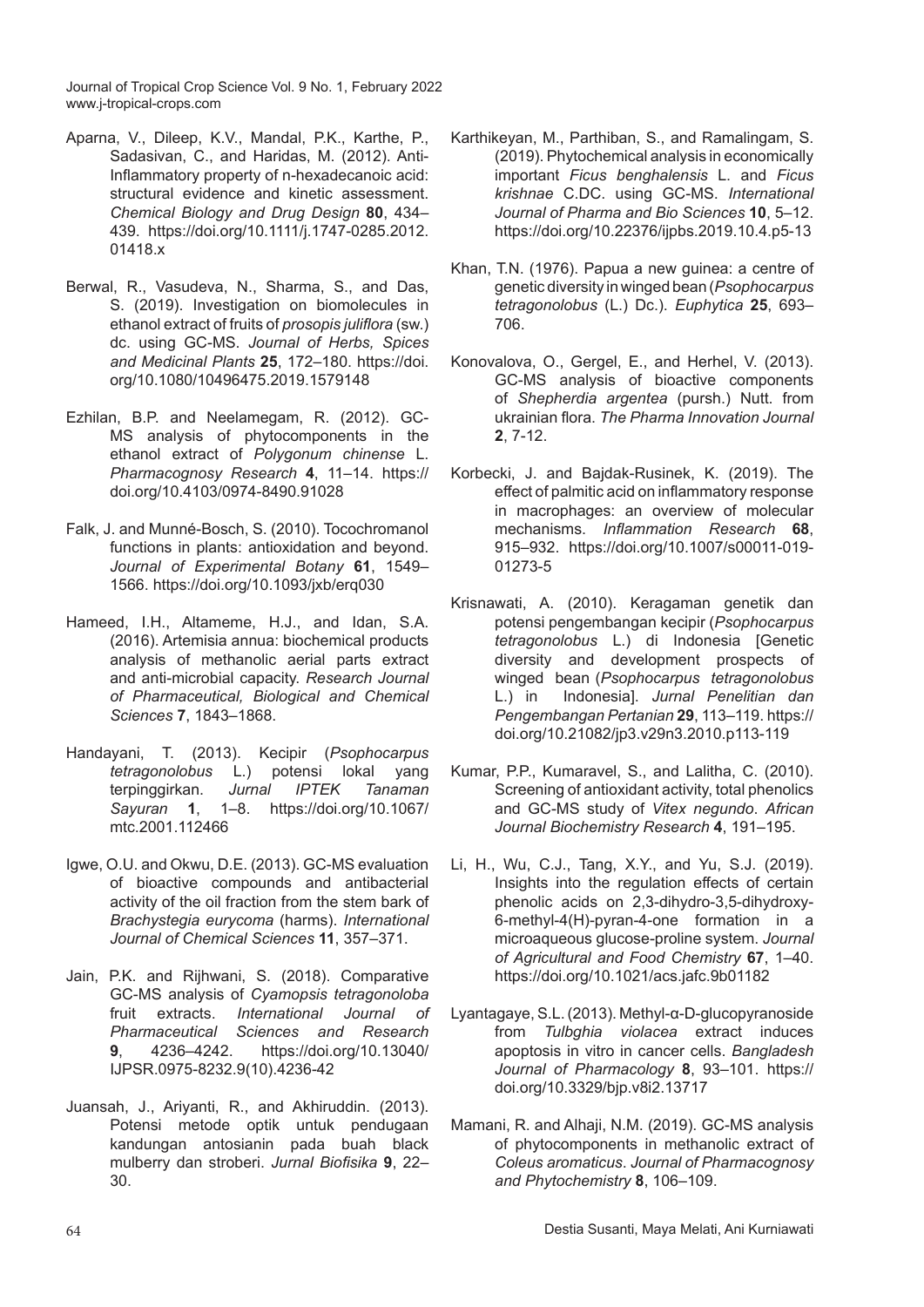Aparna, V., Dileep, K.V., Mandal, P.K., Karthe, P., Sadasivan, C., and Haridas, M. (2012). Anti-Inflammatory property of n-hexadecanoic acid: structural evidence and kinetic assessment. *Chemical Biology and Drug Design* **80**, 434–439. https://doi.org/10.1111/j.1747-0285.2012.01418.x

Berwal, R., Vasudeva, N., Sharma, S., and Das, S. (2019). Investigation on biomolecules in ethanol extract of fruits of *prosopis juliflora* (sw.) dc. using GC-MS. *Journal of Herbs, Spices and Medicinal Plants* **25**, 172–180. https://doi.org/10.1080/10496475.2019.1579148

Ezhilan, B.P. and Neelamegam, R. (2012). GC-MS analysis of phytocomponents in the ethanol extract of *Polygonum chinense* L. *Pharmacognosy Research* **4**, 11–14. https://doi.org/10.4103/0974-8490.91028

Falk, J. and Munné-Bosch, S. (2010). Tocochromanol functions in plants: antioxidation and beyond. *Journal of Experimental Botany* **61**, 1549–1566. https://doi.org/10.1093/jxb/erq030

Hameed, I.H., Altameme, H.J., and Idan, S.A. (2016). Artemisia annua: biochemical products analysis of methanolic aerial parts extract and anti-microbial capacity. *Research Journal of Pharmaceutical, Biological and Chemical Sciences* **7**, 1843–1868.

Handayani, T. (2013). Kecipir (*Psophocarpus tetragonolobus* L.) potensi lokal yang terpinggirkan. *Jurnal IPTEK Tanaman Sayuran* **1**, 1–8. https://doi.org/10.1067/mtc.2001.112466

Igwe, O.U. and Okwu, D.E. (2013). GC-MS evaluation of bioactive compounds and antibacterial activity of the oil fraction from the stem bark of *Brachystegia eurycoma* (harms). *International Journal of Chemical Sciences* **11**, 357–371.

Jain, P.K. and Rijhwani, S. (2018). Comparative GC-MS analysis of *Cyamopsis tetragonoloba* fruit extracts. *International Journal of Pharmaceutical Sciences and Research* **9**, 4236–4242. https://doi.org/10.13040/IJPSR.0975-8232.9(10).4236-42

Juansah, J., Ariyanti, R., and Akhiruddin. (2013). Potensi metode optik untuk pendugaan kandungan antosianin pada buah black mulberry dan stroberi. *Jurnal Biofisika* **9**, 22–30.

Karthikeyan, M., Parthiban, S., and Ramalingam, S. (2019). Phytochemical analysis in economically important *Ficus benghalensis* L. and *Ficus krishnae* C.DC. using GC-MS. *International Journal of Pharma and Bio Sciences* **10**, 5–12. https://doi.org/10.22376/ijpbs.2019.10.4.p5-13

Khan, T.N. (1976). Papua a new guinea: a centre of genetic diversity in winged bean (*Psophocarpus tetragonolobus* (L.) Dc.). *Euphytica* **25**, 693–706.

Konovalova, O., Gergel, E., and Herhel, V. (2013). GC-MS analysis of bioactive components of *Shepherdia argentea* (pursh.) Nutt. from ukrainian flora. *The Pharma Innovation Journal* **2**, 7-12.

Korbecki, J. and Bajdak-Rusinek, K. (2019). The effect of palmitic acid on inflammatory response in macrophages: an overview of molecular mechanisms. *Inflammation Research* **68**, 915–932. https://doi.org/10.1007/s00011-019-01273-5

Krisnawati, A. (2010). Keragaman genetik dan potensi pengembangan kecipir (*Psophocarpus tetragonolobus* L.) di Indonesia [Genetic diversity and development prospects of winged bean (*Psophocarpus tetragonolobus* L.) in Indonesia]. *Jurnal Penelitian dan Pengembangan Pertanian* **29**, 113–119. https://doi.org/10.21082/jp3.v29n3.2010.p113-119

Kumar, P.P., Kumaravel, S., and Lalitha, C. (2010). Screening of antioxidant activity, total phenolics and GC-MS study of *Vitex negundo*. *African Journal Biochemistry Research* **4**, 191–195.

Li, H., Wu, C.J., Tang, X.Y., and Yu, S.J. (2019). Insights into the regulation effects of certain phenolic acids on 2,3-dihydro-3,5-dihydroxy-6-methyl-4(H)-pyran-4-one formation in a microaqueous glucose-proline system. *Journal of Agricultural and Food Chemistry* **67**, 1–40. https://doi.org/10.1021/acs.jafc.9b01182

Lyantagaye, S.L. (2013). Methyl-α-D-glucopyranoside from *Tulbghia violacea* extract induces apoptosis in vitro in cancer cells. *Bangladesh Journal of Pharmacology* **8**, 93–101. https://doi.org/10.3329/bjp.v8i2.13717

Mamani, R. and Alhaji, N.M. (2019). GC-MS analysis of phytocomponents in methanolic extract of *Coleus aromaticus*. *Journal of Pharmacognosy and Phytochemistry* **8**, 106–109.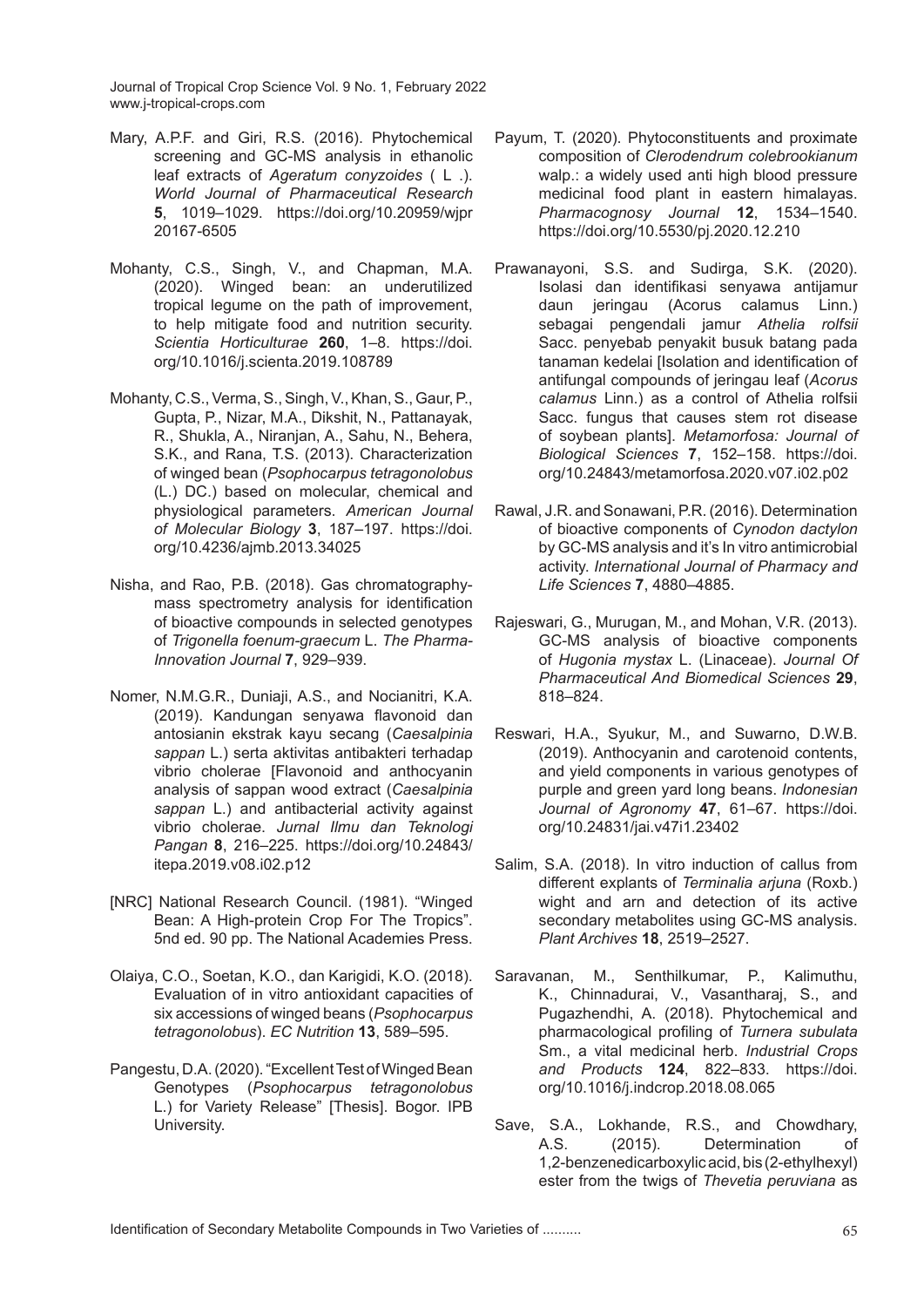Mary, A.P.F. and Giri, R.S. (2016). Phytochemical screening and GC-MS analysis in ethanolic leaf extracts of *Ageratum conyzoides* ( L .). *World Journal of Pharmaceutical Research* **5**, 1019–1029. https://doi.org/10.20959/wjpr 20167-6505

Mohanty, C.S., Singh, V., and Chapman, M.A. (2020). Winged bean: an underutilized tropical legume on the path of improvement, to help mitigate food and nutrition security. *Scientia Horticulturae* **260**, 1–8. https://doi.org/10.1016/j.scienta.2019.108789

Mohanty, C.S., Verma, S., Singh, V., Khan, S., Gaur, P., Gupta, P., Nizar, M.A., Dikshit, N., Pattanayak, R., Shukla, A., Niranjan, A., Sahu, N., Behera, S.K., and Rana, T.S. (2013). Characterization of winged bean (*Psophocarpus tetragonolobus* (L.) DC.) based on molecular, chemical and physiological parameters. *American Journal of Molecular Biology* **3**, 187–197. https://doi.org/10.4236/ajmb.2013.34025

Nisha, and Rao, P.B. (2018). Gas chromatography-mass spectrometry analysis for identification of bioactive compounds in selected genotypes of *Trigonella foenum-graecum* L. *The Pharma-Innovation Journal* **7**, 929–939.

Nomer, N.M.G.R., Duniaji, A.S., and Nocianitri, K.A. (2019). Kandungan senyawa flavonoid dan antosianin ekstrak kayu secang (*Caesalpinia sappan* L.) serta aktivitas antibakteri terhadap vibrio cholerae [Flavonoid and anthocyanin analysis of sappan wood extract (*Caesalpinia sappan* L.) and antibacterial activity against vibrio cholerae. *Jurnal Ilmu dan Teknologi Pangan* **8**, 216–225. https://doi.org/10.24843/itepa.2019.v08.i02.p12

[NRC] National Research Council. (1981). "Winged Bean: A High-protein Crop For The Tropics". 5nd ed. 90 pp. The National Academies Press.

Olaiya, C.O., Soetan, K.O., dan Karigidi, K.O. (2018). Evaluation of in vitro antioxidant capacities of six accessions of winged beans (*Psophocarpus tetragonolobus*). *EC Nutrition* **13**, 589–595.

Pangestu, D.A. (2020). "Excellent Test of Winged Bean Genotypes (*Psophocarpus tetragonolobus* L.) for Variety Release" [Thesis]. Bogor. IPB University.

Payum, T. (2020). Phytoconstituents and proximate composition of *Clerodendrum colebrookianum* walp.: a widely used anti high blood pressure medicinal food plant in eastern himalayas. *Pharmacognosy Journal* **12**, 1534–1540. https://doi.org/10.5530/pj.2020.12.210

Prawanayoni, S.S. and Sudirga, S.K. (2020). Isolasi dan identifikasi senyawa antijamur daun jeringau (Acorus calamus Linn.) sebagai pengendali jamur *Athelia rolfsii* Sacc. penyebab penyakit busuk batang pada tanaman kedelai [Isolation and identification of antifungal compounds of jeringau leaf (*Acorus calamus* Linn.) as a control of Athelia rolfsii Sacc. fungus that causes stem rot disease of soybean plants]. *Metamorfosa: Journal of Biological Sciences* **7**, 152–158. https://doi.org/10.24843/metamorfosa.2020.v07.i02.p02

Rawal, J.R. and Sonawani, P.R. (2016). Determination of bioactive components of *Cynodon dactylon* by GC-MS analysis and it's In vitro antimicrobial activity. *International Journal of Pharmacy and Life Sciences* **7**, 4880–4885.

Rajeswari, G., Murugan, M., and Mohan, V.R. (2013). GC-MS analysis of bioactive components of *Hugonia mystax* L. (Linaceae). *Journal Of Pharmaceutical And Biomedical Sciences* **29**, 818–824.

Reswari, H.A., Syukur, M., and Suwarno, D.W.B. (2019). Anthocyanin and carotenoid contents, and yield components in various genotypes of purple and green yard long beans. *Indonesian Journal of Agronomy* **47**, 61–67. https://doi.org/10.24831/jai.v47i1.23402

Salim, S.A. (2018). In vitro induction of callus from different explants of *Terminalia arjuna* (Roxb.) wight and arn and detection of its active secondary metabolites using GC-MS analysis. *Plant Archives* **18**, 2519–2527.

Saravanan, M., Senthilkumar, P., Kalimuthu, K., Chinnadurai, V., Vasantharaj, S., and Pugazhendhi, A. (2018). Phytochemical and pharmacological profiling of *Turnera subulata* Sm., a vital medicinal herb. *Industrial Crops and Products* **124**, 822–833. https://doi.org/10.1016/j.indcrop.2018.08.065

Save, S.A., Lokhande, R.S., and Chowdhary, A.S. (2015). Determination of 1,2-benzenedicarboxylic acid, bis (2-ethylhexyl) ester from the twigs of *Thevetia peruviana* as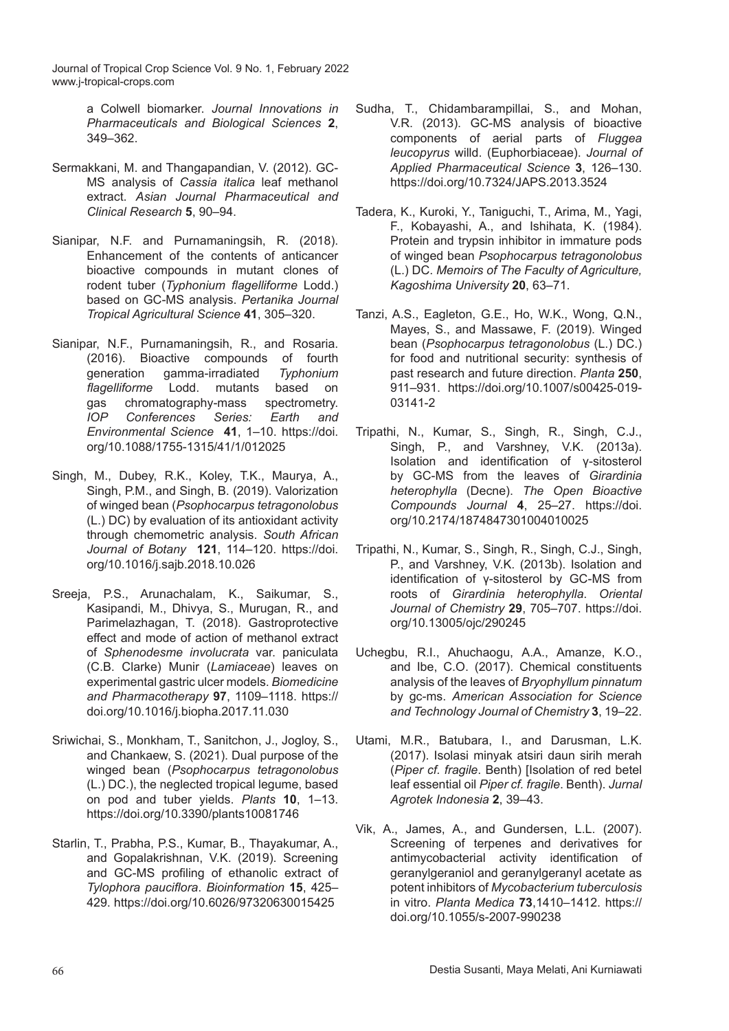a Colwell biomarker. *Journal Innovations in Pharmaceuticals and Biological Sciences* **2**, 349–362.

Sermakkani, M. and Thangapandian, V. (2012). GC-MS analysis of *Cassia italica* leaf methanol extract. *Asian Journal Pharmaceutical and Clinical Research* **5**, 90–94.

Sianipar, N.F. and Purnamaningsih, R. (2018). Enhancement of the contents of anticancer bioactive compounds in mutant clones of rodent tuber (*Typhonium flagelliforme* Lodd.) based on GC-MS analysis. *Pertanika Journal Tropical Agricultural Science* **41**, 305–320.

Sianipar, N.F., Purnamaningsih, R., and Rosaria. (2016). Bioactive compounds of fourth generation gamma-irradiated *Typhonium flagelliforme* Lodd. mutants based on gas chromatography-mass spectrometry. *IOP Conferences Series: Earth and Environmental Science* **41**, 1–10. https://doi.org/10.1088/1755-1315/41/1/012025

Singh, M., Dubey, R.K., Koley, T.K., Maurya, A., Singh, P.M., and Singh, B. (2019). Valorization of winged bean (*Psophocarpus tetragonolobus* (L.) DC) by evaluation of its antioxidant activity through chemometric analysis. *South African Journal of Botany* **121**, 114–120. https://doi.org/10.1016/j.sajb.2018.10.026

Sreeja, P.S., Arunachalam, K., Saikumar, S., Kasipandi, M., Dhivya, S., Murugan, R., and Parimelazhagan, T. (2018). Gastroprotective effect and mode of action of methanol extract of *Sphenodesme involucrata* var. paniculata (C.B. Clarke) Munir (*Lamiaceae*) leaves on experimental gastric ulcer models. *Biomedicine and Pharmacotherapy* **97**, 1109–1118. https://doi.org/10.1016/j.biopha.2017.11.030

Sriwichai, S., Monkham, T., Sanitchon, J., Jogloy, S., and Chankaew, S. (2021). Dual purpose of the winged bean (*Psophocarpus tetragonolobus* (L.) DC.), the neglected tropical legume, based on pod and tuber yields. *Plants* **10**, 1–13. https://doi.org/10.3390/plants10081746

Starlin, T., Prabha, P.S., Kumar, B., Thayakumar, A., and Gopalakrishnan, V.K. (2019). Screening and GC-MS profiling of ethanolic extract of *Tylophora pauciflora*. *Bioinformation* **15**, 425–429. https://doi.org/10.6026/97320630015425

Sudha, T., Chidambarampillai, S., and Mohan, V.R. (2013). GC-MS analysis of bioactive components of aerial parts of *Fluggea leucopyrus* willd. (Euphorbiaceae). *Journal of Applied Pharmaceutical Science* **3**, 126–130. https://doi.org/10.7324/JAPS.2013.3524

Tadera, K., Kuroki, Y., Taniguchi, T., Arima, M., Yagi, F., Kobayashi, A., and Ishihata, K. (1984). Protein and trypsin inhibitor in immature pods of winged bean *Psophocarpus tetragonolobus* (L.) DC. *Memoirs of The Faculty of Agriculture, Kagoshima University* **20**, 63–71.

Tanzi, A.S., Eagleton, G.E., Ho, W.K., Wong, Q.N., Mayes, S., and Massawe, F. (2019). Winged bean (*Psophocarpus tetragonolobus* (L.) DC.) for food and nutritional security: synthesis of past research and future direction. *Planta* **250**, 911–931. https://doi.org/10.1007/s00425-019-03141-2

Tripathi, N., Kumar, S., Singh, R., Singh, C.J., Singh, P., and Varshney, V.K. (2013a). Isolation and identification of γ-sitosterol by GC-MS from the leaves of *Girardinia heterophylla* (Decne). *The Open Bioactive Compounds Journal* **4**, 25–27. https://doi.org/10.2174/1874847301004010025

Tripathi, N., Kumar, S., Singh, R., Singh, C.J., Singh, P., and Varshney, V.K. (2013b). Isolation and identification of γ-sitosterol by GC-MS from roots of *Girardinia heterophylla*. *Oriental Journal of Chemistry* **29**, 705–707. https://doi.org/10.13005/ojc/290245

Uchegbu, R.I., Ahuchaogu, A.A., Amanze, K.O., and Ibe, C.O. (2017). Chemical constituents analysis of the leaves of *Bryophyllum pinnatum* by gc-ms. *American Association for Science and Technology Journal of Chemistry* **3**, 19–22.

Utami, M.R., Batubara, I., and Darusman, L.K. (2017). Isolasi minyak atsiri daun sirih merah (*Piper cf. fragile*. Benth) [Isolation of red betel leaf essential oil *Piper cf. fragile*. Benth). *Jurnal Agrotek Indonesia* **2**, 39–43.

Vik, A., James, A., and Gundersen, L.L. (2007). Screening of terpenes and derivatives for antimycobacterial activity identification of geranylgeraniol and geranylgeranyl acetate as potent inhibitors of *Mycobacterium tuberculosis* in vitro. *Planta Medica* **73**,1410–1412. https://doi.org/10.1055/s-2007-990238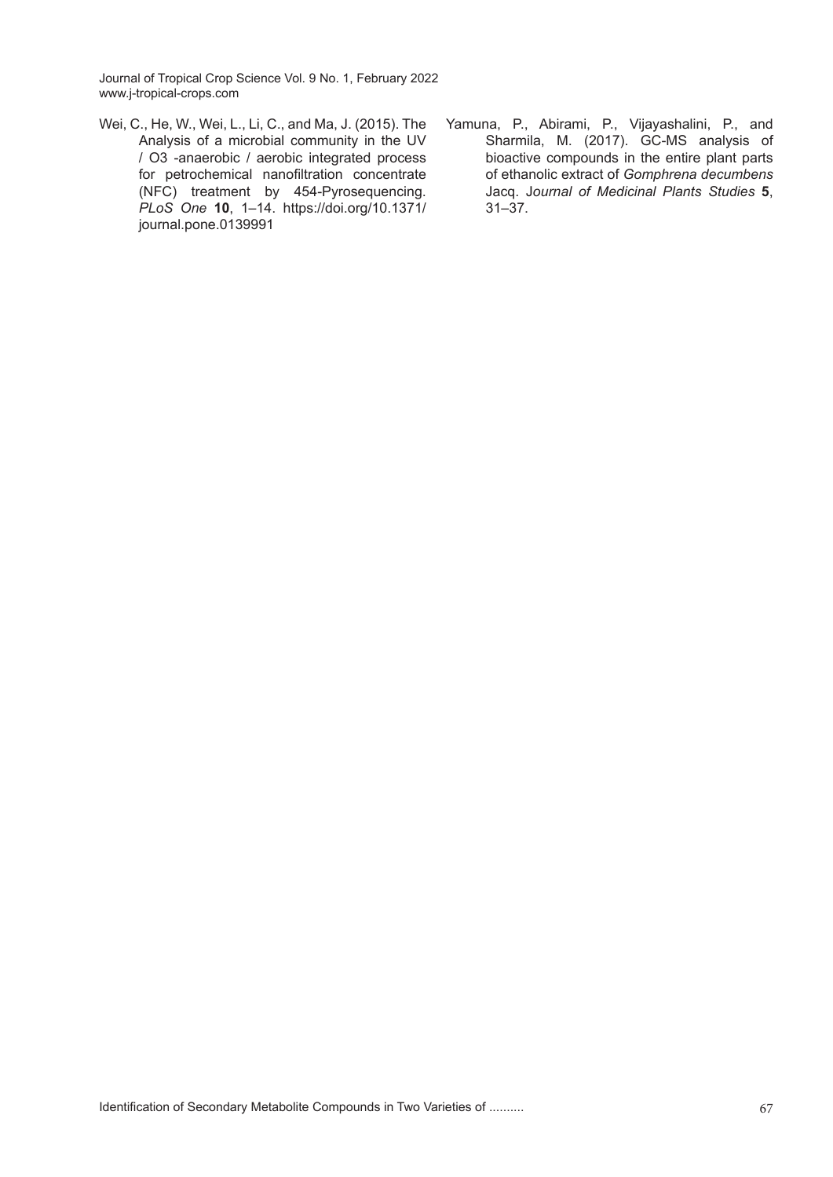Wei, C., He, W., Wei, L., Li, C., and Ma, J. (2015). The Analysis of a microbial community in the UV / O3 -anaerobic / aerobic integrated process for petrochemical nanofiltration concentrate (NFC) treatment by 454-Pyrosequencing. *PLoS One* **10**, 1–14. https://doi.org/10.1371/journal.pone.0139991

Yamuna, P., Abirami, P., Vijayashalini, P., and Sharmila, M. (2017). GC-MS analysis of bioactive compounds in the entire plant parts of ethanolic extract of *Gomphrena decumbens* Jacq. J*ournal of Medicinal Plants Studies* **5**, 31–37.